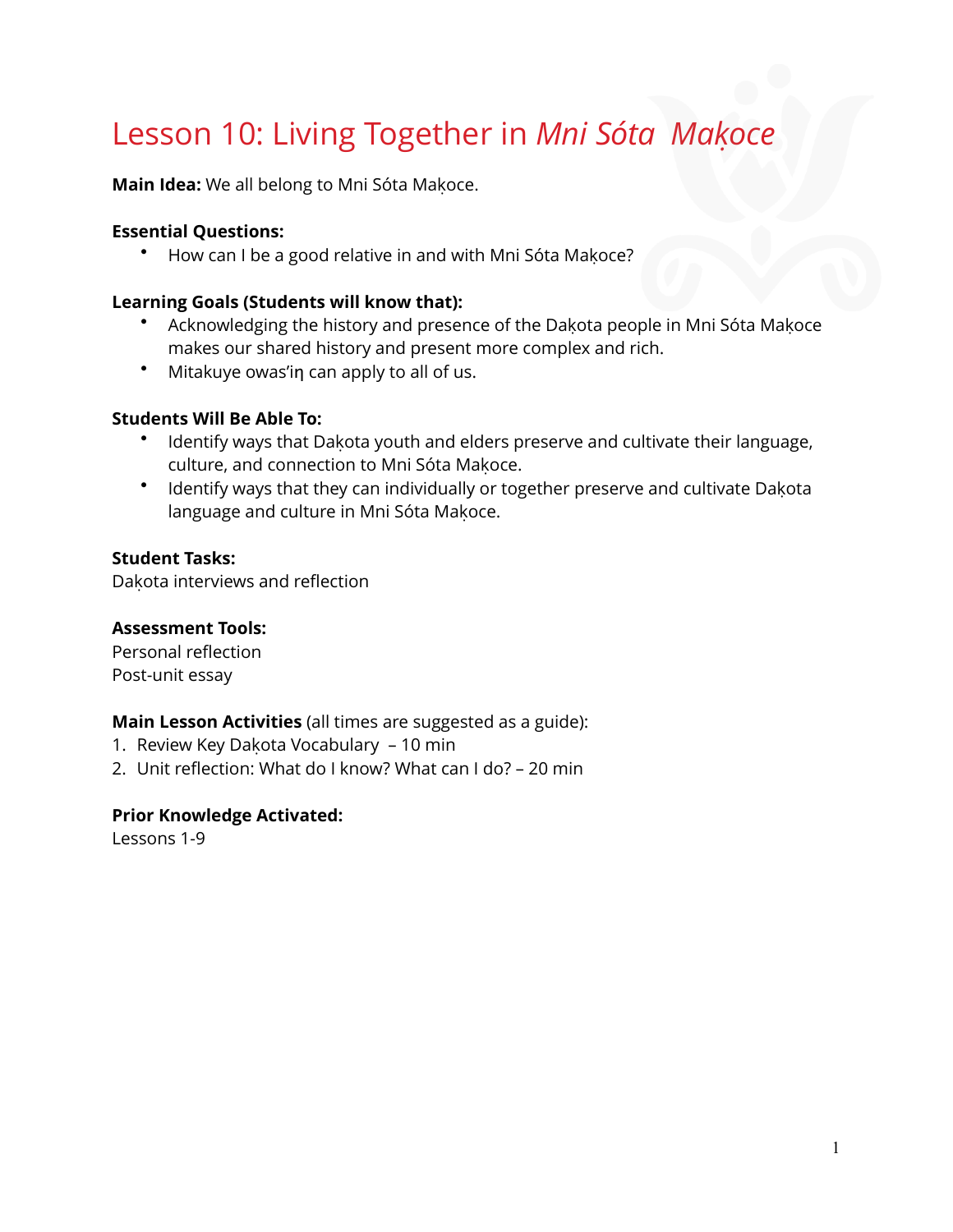# Lesson 10: Living Together in *Mni Sóta Maḳoce*

**Main Idea:** We all belong to Mni Sóta Maḳoce.

**Essential Questions:**

- How can I be a good relative in and with Mni Sóta Maḳoce?

**Learning Goals (Students will know that):**

- Acknowledging the history and presence of the Daḳota people in Mni Sóta Maḳoce makes our shared history and present more complex and rich.
- Mitakuye owas'iŋ can apply to all of us.

**Students Will Be Able To:**

- Identify ways that Daḳota youth and elders preserve and cultivate their language, culture, and connection to Mni Sóta Maḳoce.
- Identify ways that they can individually or together preserve and cultivate Daḳota language and culture in Mni Sóta Maḳoce.

**Student Tasks:**
Daḳota interviews and reflection

**Assessment Tools:**
Personal reflection
Post-unit essay

**Main Lesson Activities** (all times are suggested as a guide):

1. Review Key Daḳota Vocabulary – 10 min
2. Unit reflection: What do I know? What can I do? – 20 min

**Prior Knowledge Activated:**
Lessons 1-9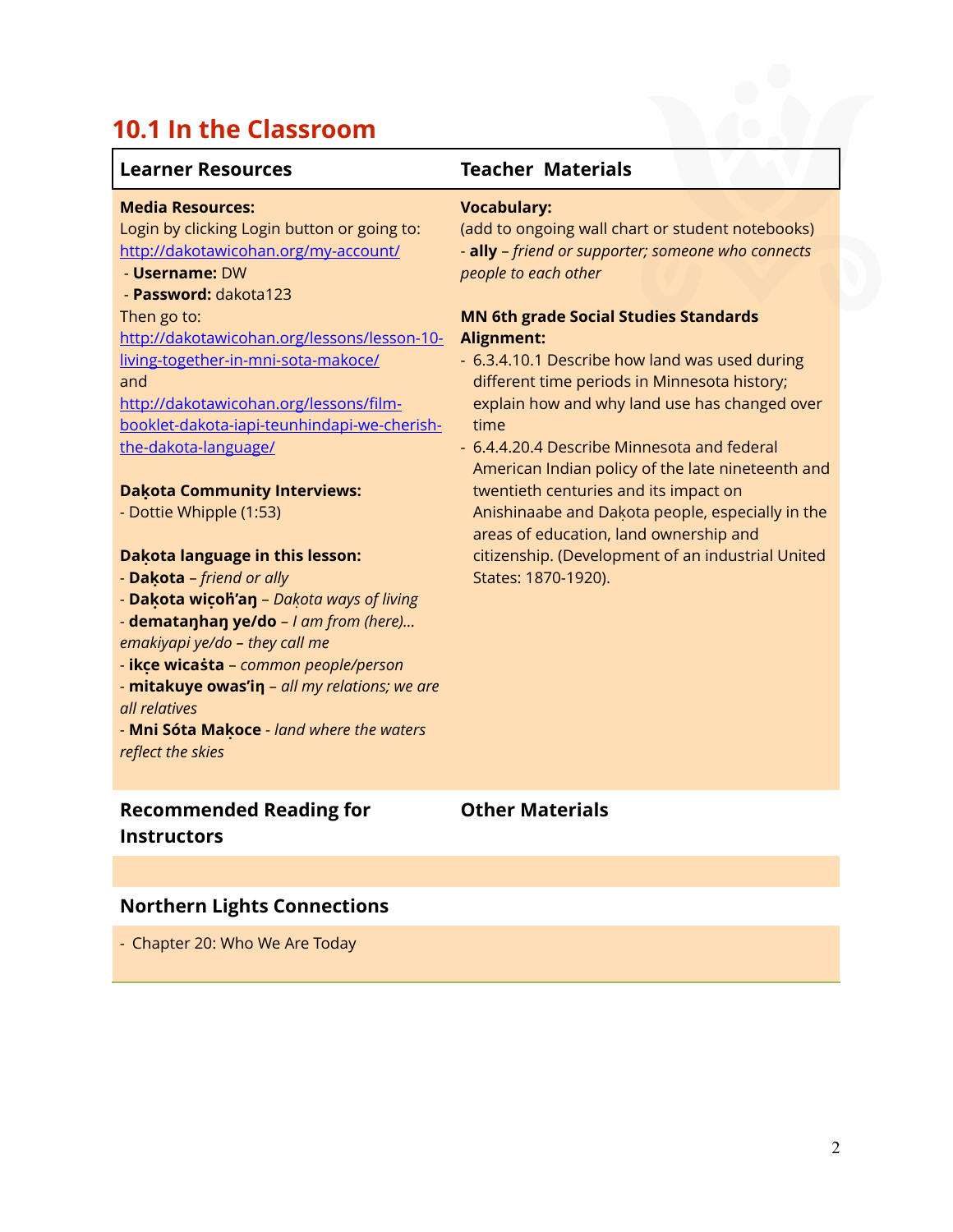## 10.1 In the Classroom

### Learner Resources

**Media Resources:**
Login by clicking Login button or going to: http://dakotawicohan.org/my-account/
- **Username:** DW
- **Password:** dakota123

Then go to: http://dakotawicohan.org/lessons/lesson-10-living-together-in-mni-sota-makoce/ and http://dakotawicohan.org/lessons/film-booklet-dakota-iapi-teunhindapi-we-cherish-the-dakota-language/

**Daḳota Community Interviews:**
- Dottie Whipple (1:53)

**Daḳota language in this lesson:**
- **Daḳota** – *friend or ally*
- **Daḳota wiçoh'aŋ** – *Daḳota ways of living*
- **demataŋhaŋ ye/do** – *I am from (here)... emakiyapi ye/do – they call me*
- **ikçe wicaṡta** – *common people/person*
- **mitakuye owas'iŋ** – *all my relations; we are all relatives*
- **Mni Sóta Maḳoce** - *land where the waters reflect the skies*

### Teacher Materials

**Vocabulary:**
(add to ongoing wall chart or student notebooks)
- **ally** – *friend or supporter; someone who connects people to each other*

**MN 6th grade Social Studies Standards Alignment:**
- 6.3.4.10.1 Describe how land was used during different time periods in Minnesota history; explain how and why land use has changed over time
- 6.4.4.20.4 Describe Minnesota and federal American Indian policy of the late nineteenth and twentieth centuries and its impact on Anishinaabe and Daḳota people, especially in the areas of education, land ownership and citizenship. (Development of an industrial United States: 1870-1920).

### Recommended Reading for Instructors

### Other Materials

### Northern Lights Connections

- Chapter 20: Who We Are Today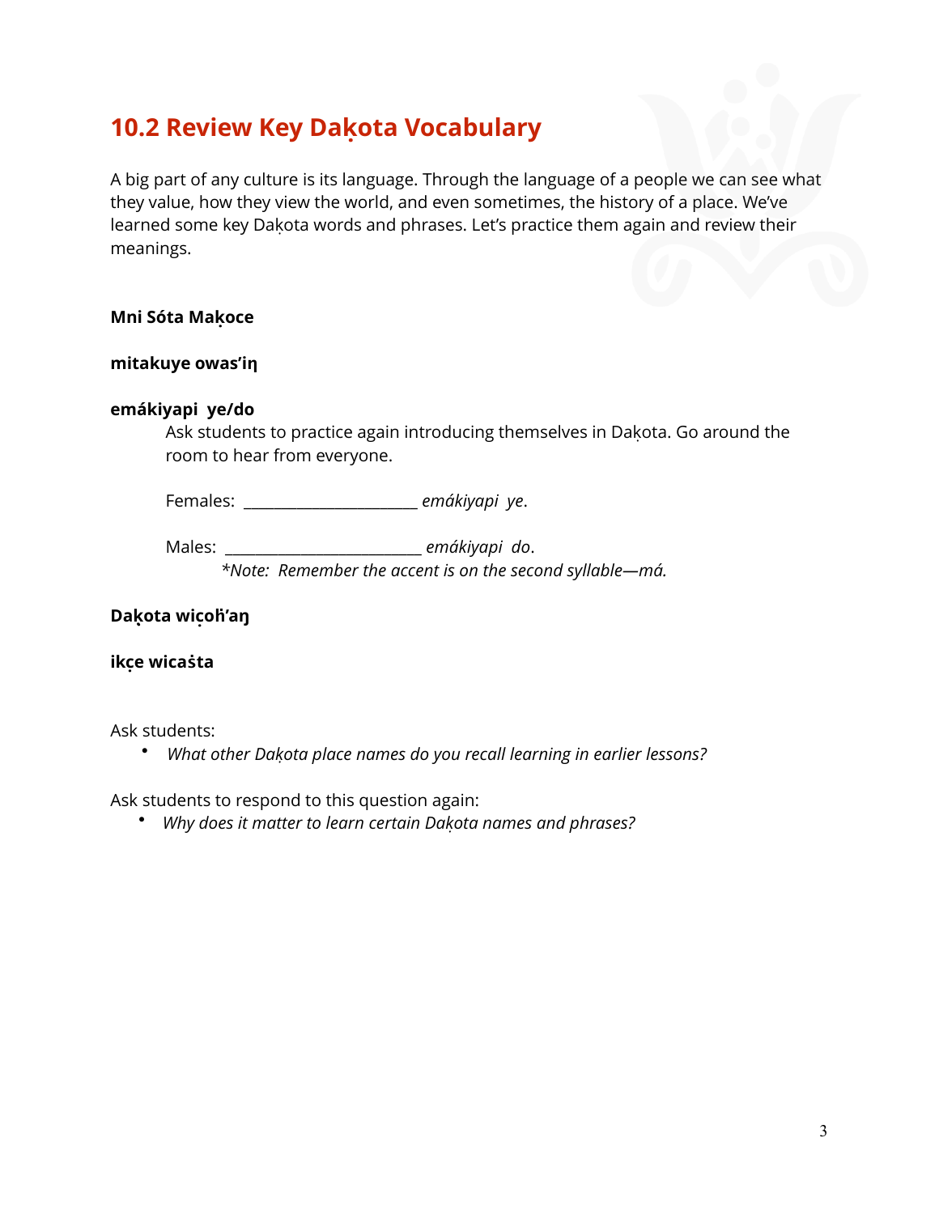## 10.2 Review Key Daḳota Vocabulary

A big part of any culture is its language. Through the language of a people we can see what they value, how they view the world, and even sometimes, the history of a place. We've learned some key Daḳota words and phrases. Let's practice them again and review their meanings.

**Mni Sóta Maḳoce**

**mitakuye owas'iŋ**

**emákiyapi ye/do**

Ask students to practice again introducing themselves in Daḳota. Go around the room to hear from everyone.

Females: ______________________ *emákiyapi ye*.

Males: _________________________ *emákiyapi do*.

*\*Note: Remember the accent is on the second syllable—má.*

**Daḳota wiçoh̀'aŋ**

**ikçe wicaśta**

Ask students:

- *What other Daḳota place names do you recall learning in earlier lessons?*

Ask students to respond to this question again:

- *Why does it matter to learn certain Daḳota names and phrases?*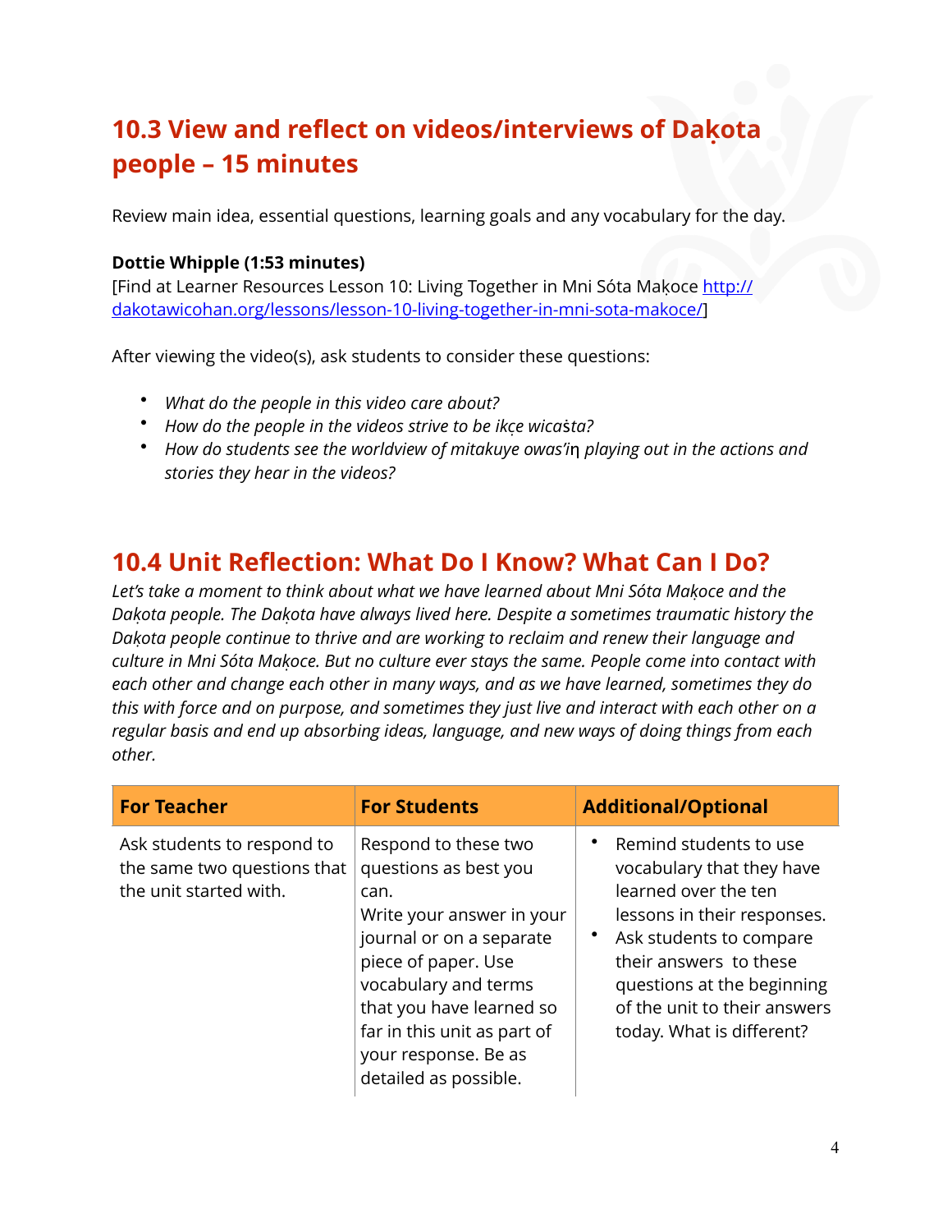## 10.3 View and reflect on videos/interviews of Dakȯta people – 15 minutes

Review main idea, essential questions, learning goals and any vocabulary for the day.

**Dottie Whipple (1:53 minutes)**
[Find at Learner Resources Lesson 10: Living Together in Mni Sóta Makȯce http://dakotawicohan.org/lessons/lesson-10-living-together-in-mni-sota-makoce/]

After viewing the video(s), ask students to consider these questions:

- *What do the people in this video care about?*
- *How do the people in the videos strive to be ikc̣e wicaṡta?*
- *How do students see the worldview of mitakuye owas'iŋ playing out in the actions and stories they hear in the videos?*

## 10.4 Unit Reflection: What Do I Know? What Can I Do?

*Let's take a moment to think about what we have learned about Mni Sóta Makȯce and the Dakȯta people. The Dakȯta have always lived here. Despite a sometimes traumatic history the Dakȯta people continue to thrive and are working to reclaim and renew their language and culture in Mni Sóta Makȯce. But no culture ever stays the same. People come into contact with each other and change each other in many ways, and as we have learned, sometimes they do this with force and on purpose, and sometimes they just live and interact with each other on a regular basis and end up absorbing ideas, language, and new ways of doing things from each other.*

| For Teacher | For Students | Additional/Optional |
|---|---|---|
| Ask students to respond to the same two questions that the unit started with. | Respond to these two questions as best you can.<br>Write your answer in your journal or on a separate piece of paper. Use vocabulary and terms that you have learned so far in this unit as part of your response. Be as detailed as possible. | • Remind students to use vocabulary that they have learned over the ten lessons in their responses.<br>• Ask students to compare their answers to these questions at the beginning of the unit to their answers today. What is different? |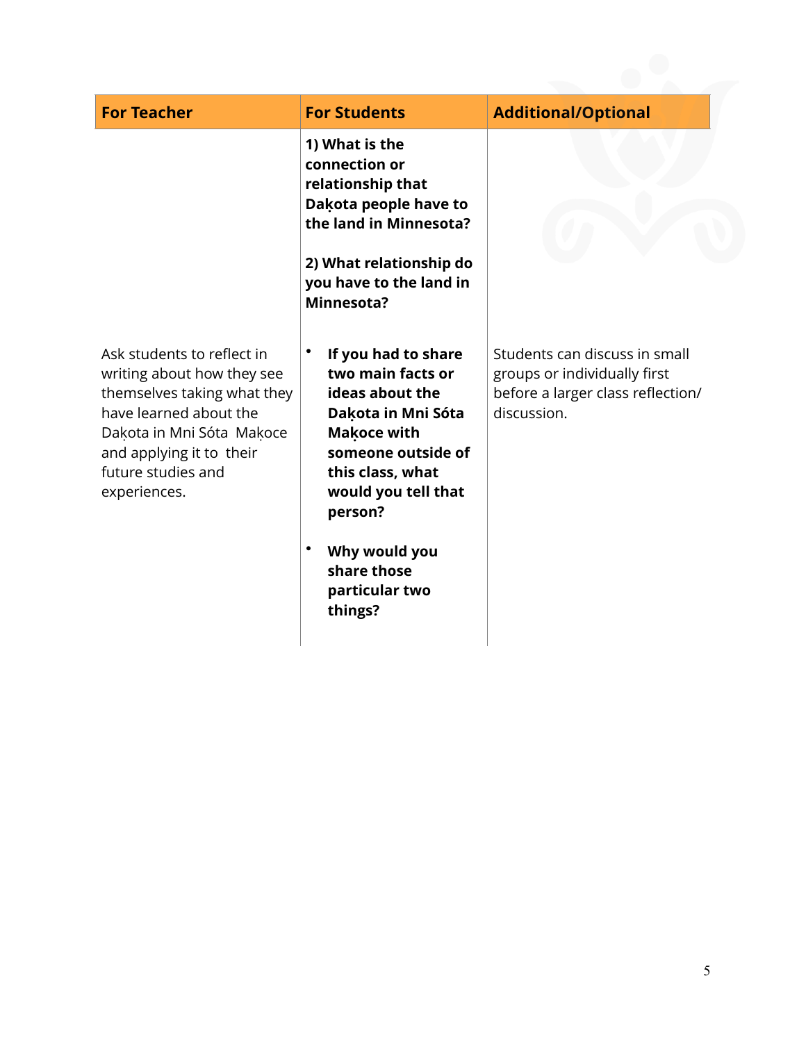| For Teacher | For Students | Additional/Optional |
|---|---|---|
| | **1) What is the connection or relationship that Dak̦ota people have to the land in Minnesota?**<br><br>**2) What relationship do you have to the land in Minnesota?** | |
| Ask students to reflect in writing about how they see themselves taking what they have learned about the Dak̦ota in Mni Sóta Mak̦oce and applying it to their future studies and experiences. | • **If you had to share two main facts or ideas about the Dak̦ota in Mni Sóta Mak̦oce with someone outside of this class, what would you tell that person?**<br><br>• **Why would you share those particular two things?** | Students can discuss in small groups or individually first before a larger class reflection/ discussion. |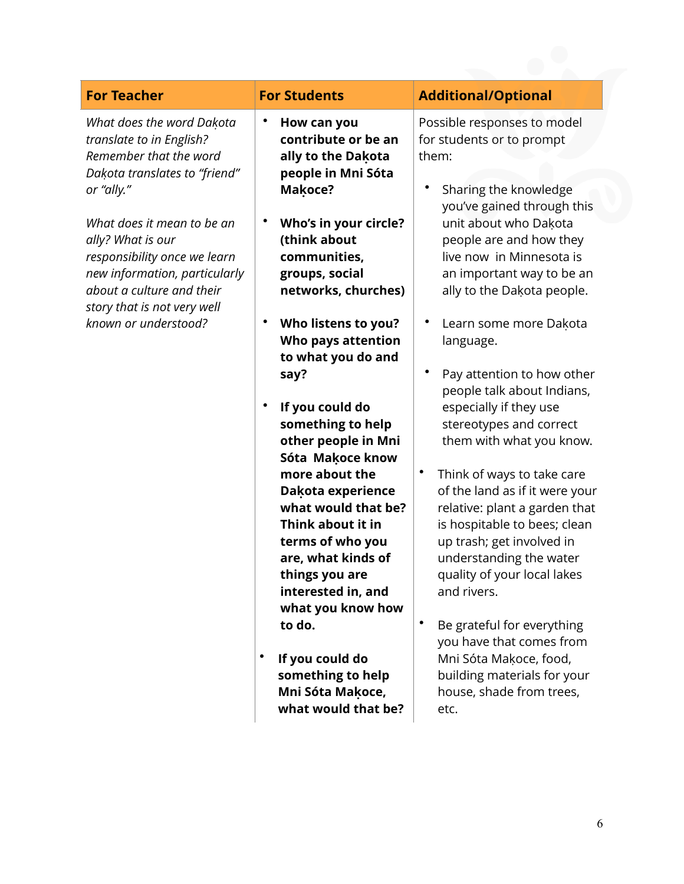| For Teacher | For Students | Additional/Optional |
|---|---|---|
| *What does the word Dakota translate to in English? Remember that the word Dakota translates to "friend" or "ally."*<br><br>*What does it mean to be an ally? What is our responsibility once we learn new information, particularly about a culture and their story that is not very well known or understood?* | • **How can you contribute or be an ally to the Dakota people in Mni Sóta Makoce?**<br><br>• **Who's in your circle? (think about communities, groups, social networks, churches)**<br><br>• **Who listens to you? Who pays attention to what you do and say?**<br><br>• **If you could do something to help other people in Mni Sóta Makoce know more about the Dakota experience what would that be? Think about it in terms of who you are, what kinds of things you are interested in, and what you know how to do.**<br><br>• **If you could do something to help Mni Sóta Makoce, what would that be?** | Possible responses to model for students or to prompt them:<br><br>• Sharing the knowledge you've gained through this unit about who Dakota people are and how they live now in Minnesota is an important way to be an ally to the Dakota people.<br><br>• Learn some more Dakota language.<br><br>• Pay attention to how other people talk about Indians, especially if they use stereotypes and correct them with what you know.<br><br>• Think of ways to take care of the land as if it were your relative: plant a garden that is hospitable to bees; clean up trash; get involved in understanding the water quality of your local lakes and rivers.<br><br>• Be grateful for everything you have that comes from Mni Sóta Makoce, food, building materials for your house, shade from trees, etc. |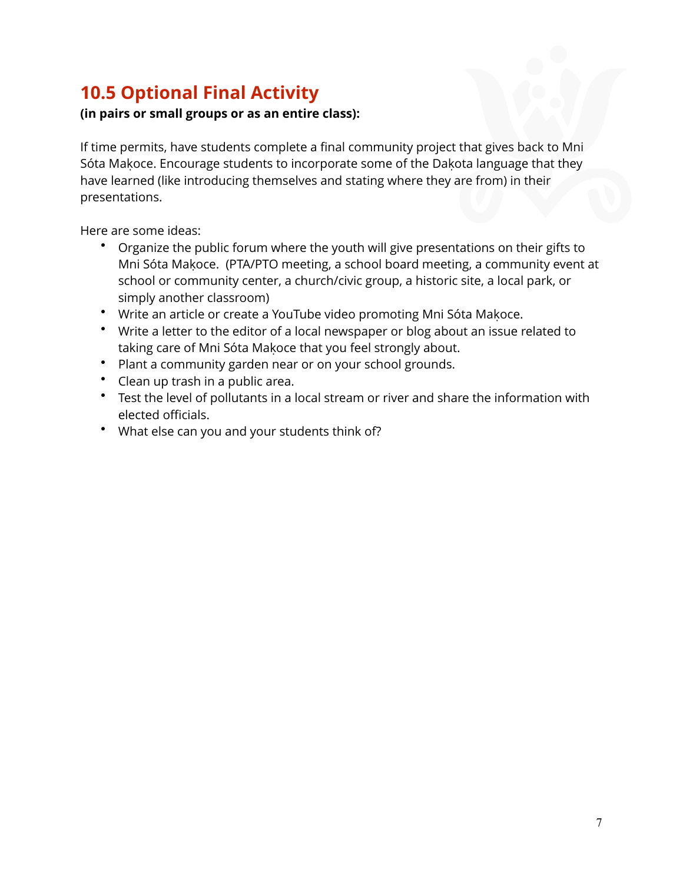## 10.5 Optional Final Activity

**(in pairs or small groups or as an entire class):**

If time permits, have students complete a final community project that gives back to Mni Sóta Maḳoce. Encourage students to incorporate some of the Daḳota language that they have learned (like introducing themselves and stating where they are from) in their presentations.

Here are some ideas:

- Organize the public forum where the youth will give presentations on their gifts to Mni Sóta Maḳoce. (PTA/PTO meeting, a school board meeting, a community event at school or community center, a church/civic group, a historic site, a local park, or simply another classroom)
- Write an article or create a YouTube video promoting Mni Sóta Maḳoce.
- Write a letter to the editor of a local newspaper or blog about an issue related to taking care of Mni Sóta Maḳoce that you feel strongly about.
- Plant a community garden near or on your school grounds.
- Clean up trash in a public area.
- Test the level of pollutants in a local stream or river and share the information with elected officials.
- What else can you and your students think of?